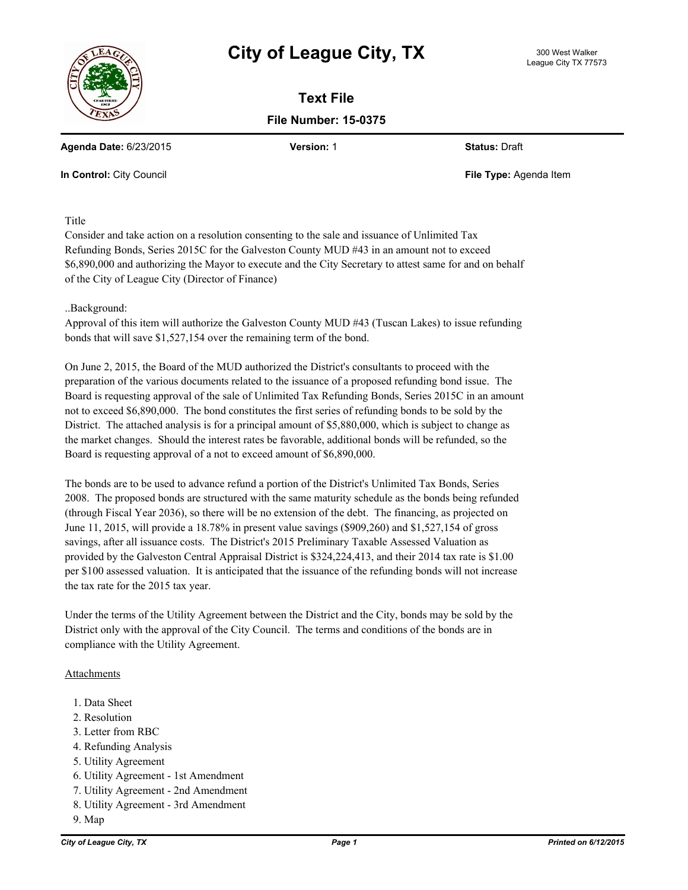# City of League City, TX

300 West Walker
League City TX 77573

## Text File

**File Number: 15-0375**

**Agenda Date:** 6/23/2015 **Version:** 1 **Status:** Draft

**In Control:** City Council **File Type:** Agenda Item

Title

Consider and take action on a resolution consenting to the sale and issuance of Unlimited Tax Refunding Bonds, Series 2015C for the Galveston County MUD #43 in an amount not to exceed $6,890,000 and authorizing the Mayor to execute and the City Secretary to attest same for and on behalf of the City of League City (Director of Finance)

..Background:

Approval of this item will authorize the Galveston County MUD #43 (Tuscan Lakes) to issue refunding bonds that will save $1,527,154 over the remaining term of the bond.

On June 2, 2015, the Board of the MUD authorized the District's consultants to proceed with the preparation of the various documents related to the issuance of a proposed refunding bond issue. The Board is requesting approval of the sale of Unlimited Tax Refunding Bonds, Series 2015C in an amount not to exceed $6,890,000. The bond constitutes the first series of refunding bonds to be sold by the District. The attached analysis is for a principal amount of $5,880,000, which is subject to change as the market changes. Should the interest rates be favorable, additional bonds will be refunded, so the Board is requesting approval of a not to exceed amount of $6,890,000.

The bonds are to be used to advance refund a portion of the District's Unlimited Tax Bonds, Series 2008. The proposed bonds are structured with the same maturity schedule as the bonds being refunded (through Fiscal Year 2036), so there will be no extension of the debt. The financing, as projected on June 11, 2015, will provide a 18.78% in present value savings ($909,260) and $1,527,154 of gross savings, after all issuance costs. The District's 2015 Preliminary Taxable Assessed Valuation as provided by the Galveston Central Appraisal District is $324,224,413, and their 2014 tax rate is $1.00 per $100 assessed valuation. It is anticipated that the issuance of the refunding bonds will not increase the tax rate for the 2015 tax year.

Under the terms of the Utility Agreement between the District and the City, bonds may be sold by the District only with the approval of the City Council. The terms and conditions of the bonds are in compliance with the Utility Agreement.

Attachments

1. Data Sheet
2. Resolution
3. Letter from RBC
4. Refunding Analysis
5. Utility Agreement
6. Utility Agreement - 1st Amendment
7. Utility Agreement - 2nd Amendment
8. Utility Agreement - 3rd Amendment
9. Map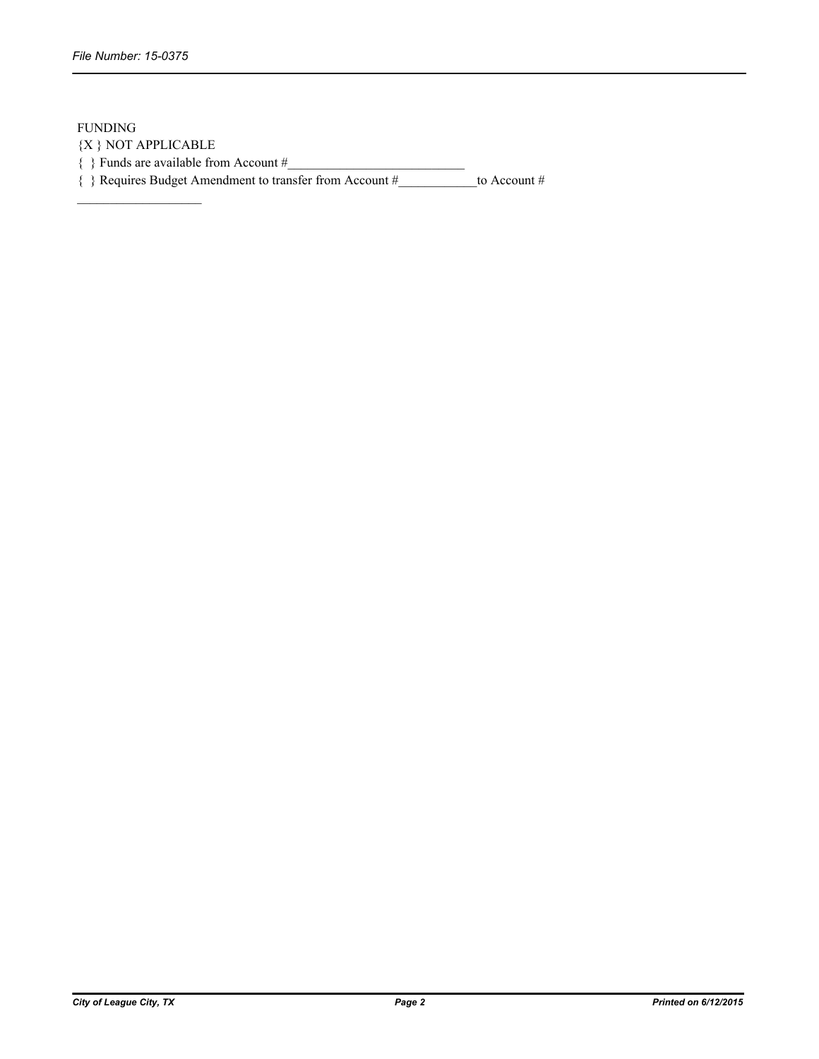FUNDING

{X } NOT APPLICABLE

{ } Funds are available from Account #___________________________

{ } Requires Budget Amendment to transfer from Account #____________to Account #
____________________